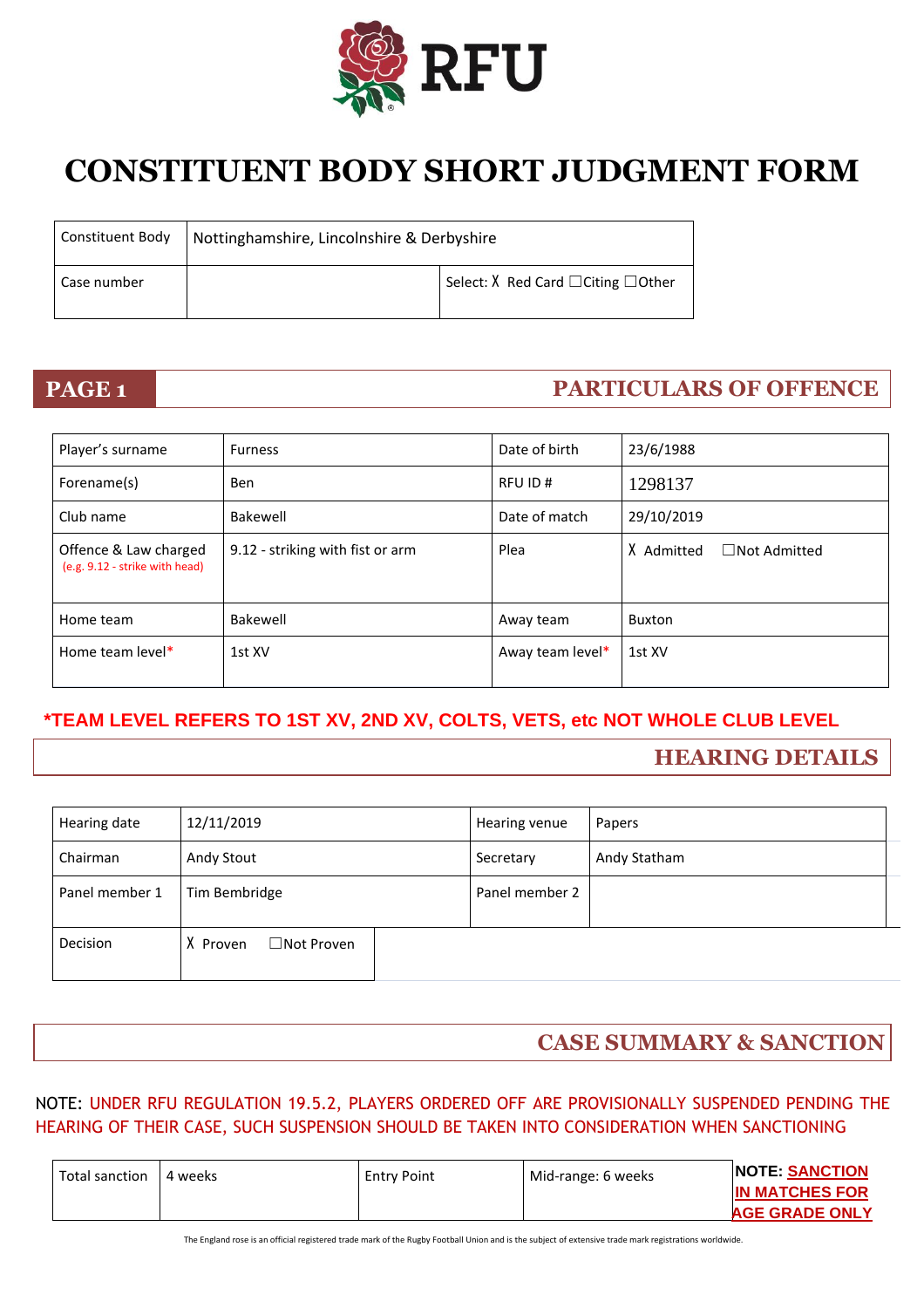RFU

# CONSTITUENT BODY SHORT JUDGMENT FORM

| Constituent Body | Nottinghamshire, Lincolnshire & Derbyshire | |
|---|---|---|
| Case number | | Select: ☒ Red Card ☐Citing ☐Other |

## PAGE 1 — PARTICULARS OF OFFENCE

| Player's surname | Furness | Date of birth | 23/6/1988 |
|---|---|---|---|
| Forename(s) | Ben | RFU ID # | 1298137 |
| Club name | Bakewell | Date of match | 29/10/2019 |
| Offence & Law charged (e.g. 9.12 - strike with head) | 9.12 - striking with fist or arm | Plea | ☒ Admitted ☐Not Admitted |
| Home team | Bakewell | Away team | Buxton |
| Home team level* | 1st XV | Away team level* | 1st XV |

**\*TEAM LEVEL REFERS TO 1ST XV, 2ND XV, COLTS, VETS, etc NOT WHOLE CLUB LEVEL**

## HEARING DETAILS

| Hearing date | 12/11/2019 | Hearing venue | Papers |
|---|---|---|---|
| Chairman | Andy Stout | Secretary | Andy Statham |
| Panel member 1 | Tim Bembridge | Panel member 2 | |
| Decision | ☒ Proven ☐Not Proven | | |

## CASE SUMMARY & SANCTION

NOTE: UNDER RFU REGULATION 19.5.2, PLAYERS ORDERED OFF ARE PROVISIONALLY SUSPENDED PENDING THE HEARING OF THEIR CASE, SUCH SUSPENSION SHOULD BE TAKEN INTO CONSIDERATION WHEN SANCTIONING

| Total sanction | 4 weeks | Entry Point | Mid-range: 6 weeks | **NOTE: SANCTION IN MATCHES FOR AGE GRADE ONLY** |
|---|---|---|---|---|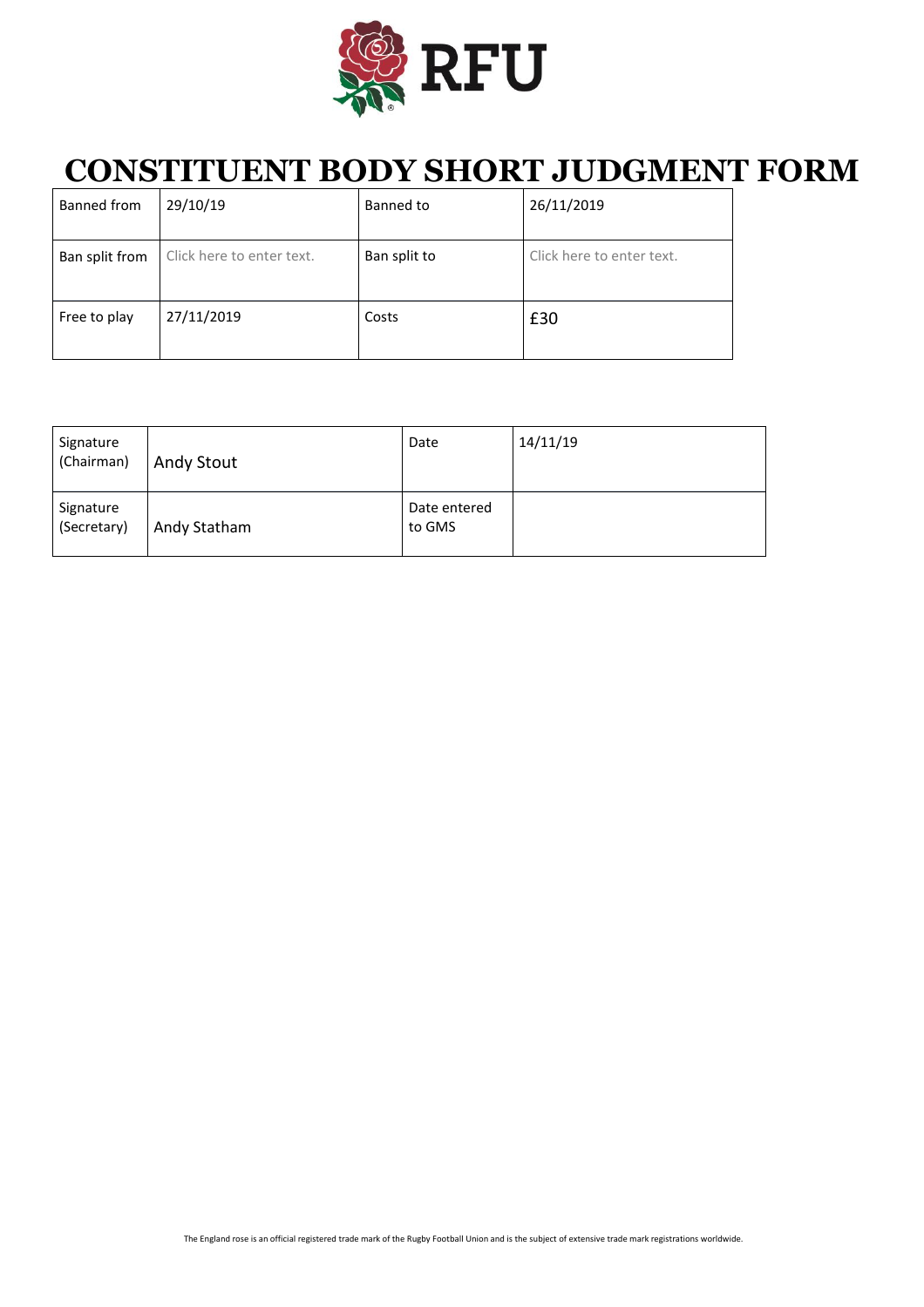# CONSTITUENT BODY SHORT JUDGMENT FORM

| Banned from | 29/10/19 | Banned to | 26/11/2019 |
|---|---|---|---|
| Ban split from | Click here to enter text. | Ban split to | Click here to enter text. |
| Free to play | 27/11/2019 | Costs | £30 |

| Signature (Chairman) | Andy Stout | Date | 14/11/19 |
|---|---|---|---|
| Signature (Secretary) | Andy Statham | Date entered to GMS | |

The England rose is an official registered trade mark of the Rugby Football Union and is the subject of extensive trade mark registrations worldwide.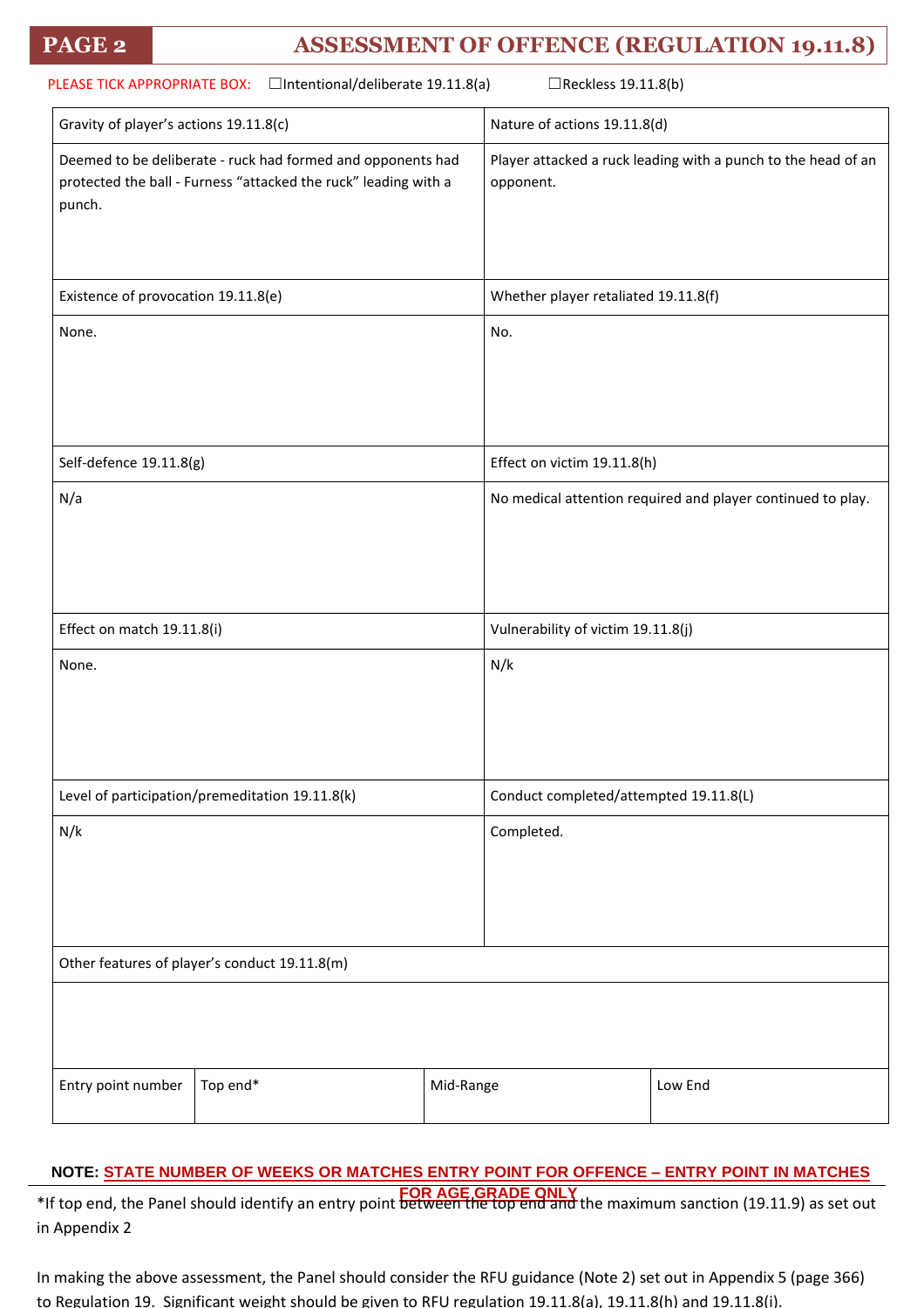# PAGE 2 — ASSESSMENT OF OFFENCE (REGULATION 19.11.8)

PLEASE TICK APPROPRIATE BOX: ☐Intentional/deliberate 19.11.8(a) ☐Reckless 19.11.8(b)

| Gravity of player's actions 19.11.8(c) | Nature of actions 19.11.8(d) |
|---|---|
| Deemed to be deliberate - ruck had formed and opponents had protected the ball - Furness "attacked the ruck" leading with a punch. | Player attacked a ruck leading with a punch to the head of an opponent. |
| **Existence of provocation 19.11.8(e)** | **Whether player retaliated 19.11.8(f)** |
| None. | No. |
| **Self-defence 19.11.8(g)** | **Effect on victim 19.11.8(h)** |
| N/a | No medical attention required and player continued to play. |
| **Effect on match 19.11.8(i)** | **Vulnerability of victim 19.11.8(j)** |
| None. | N/k |
| **Level of participation/premeditation 19.11.8(k)** | **Conduct completed/attempted 19.11.8(L)** |
| N/k | Completed. |

| Other features of player's conduct 19.11.8(m) |
|---|
| |

| Entry point number | Top end* | Mid-Range | Low End |
|---|---|---|---|

**NOTE: STATE NUMBER OF WEEKS OR MATCHES ENTRY POINT FOR OFFENCE – ENTRY POINT IN MATCHES FOR AGE GRADE ONLY**

*If top end, the Panel should identify an entry point between the top end and the maximum sanction (19.11.9) as set out in Appendix 2

In making the above assessment, the Panel should consider the RFU guidance (Note 2) set out in Appendix 5 (page 366) to Regulation 19. Significant weight should be given to RFU regulation 19.11.8(a), 19.11.8(h) and 19.11.8(i).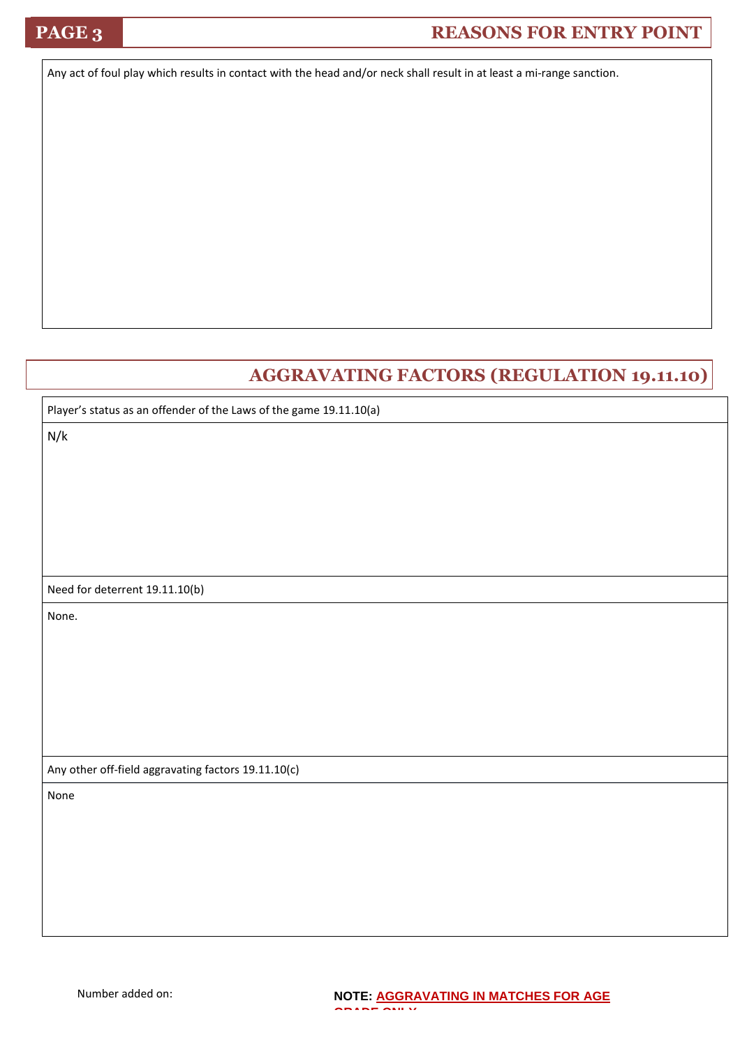## REASONS FOR ENTRY POINT

Any act of foul play which results in contact with the head and/or neck shall result in at least a mi-range sanction.

## AGGRAVATING FACTORS (REGULATION 19.11.10)

Player's status as an offender of the Laws of the game 19.11.10(a)

N/k

Need for deterrent 19.11.10(b)

None.

Any other off-field aggravating factors 19.11.10(c)

None

Number added on:

**NOTE: AGGRAVATING IN MATCHES FOR AGE GRADE ONLY**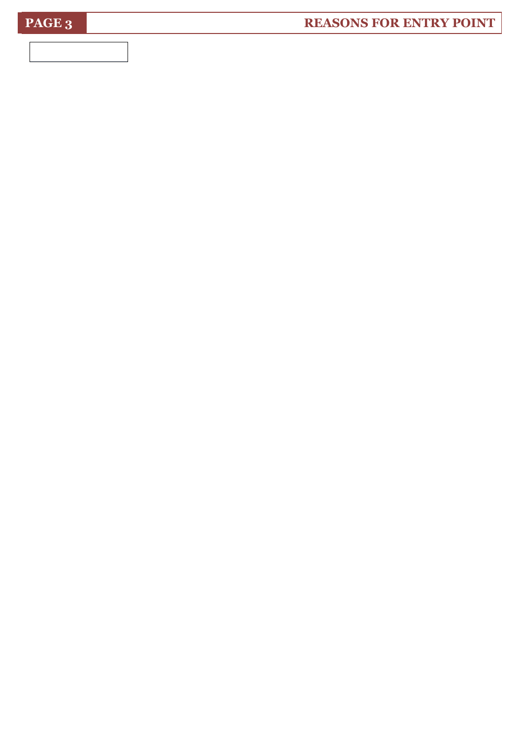# REASONS FOR ENTRY POINT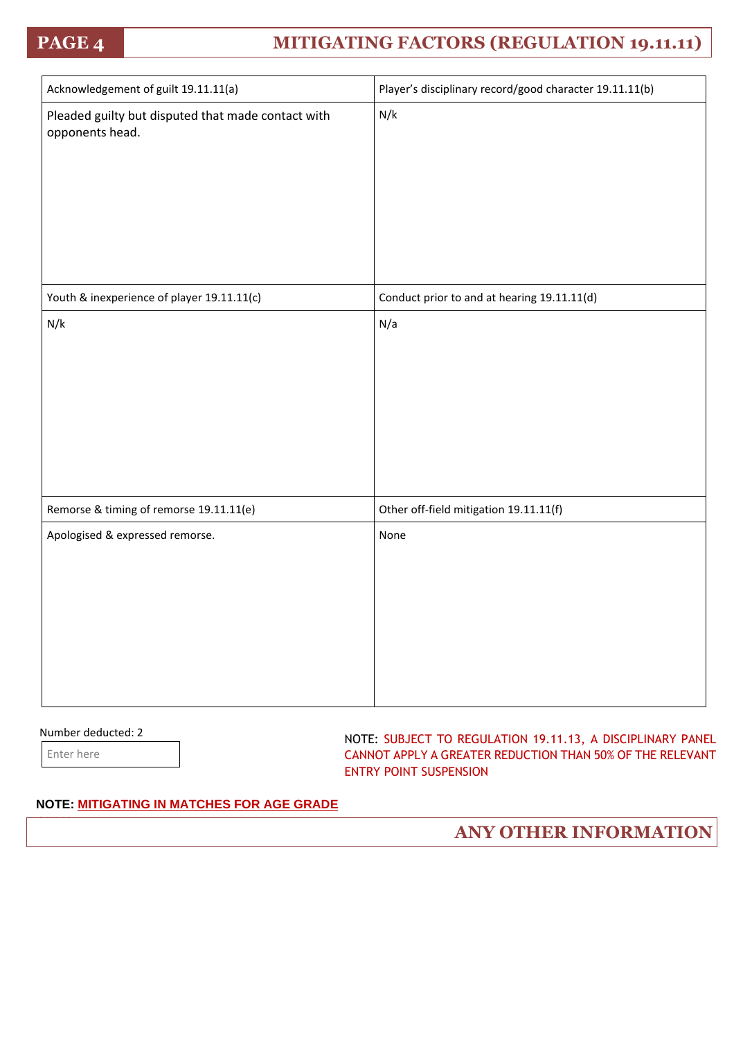# PAGE 4 — MITIGATING FACTORS (REGULATION 19.11.11)

| Acknowledgement of guilt 19.11.11(a) | Player's disciplinary record/good character 19.11.11(b) |
|---|---|
| Pleaded guilty but disputed that made contact with opponents head. | N/k |
| **Youth & inexperience of player 19.11.11(c)** | **Conduct prior to and at hearing 19.11.11(d)** |
| N/k | N/a |
| **Remorse & timing of remorse 19.11.11(e)** | **Other off-field mitigation 19.11.11(f)** |
| Apologised & expressed remorse. | None |

Number deducted: 2

Enter here

NOTE: SUBJECT TO REGULATION 19.11.13, A DISCIPLINARY PANEL CANNOT APPLY A GREATER REDUCTION THAN 50% OF THE RELEVANT ENTRY POINT SUSPENSION

**NOTE:** MITIGATING IN MATCHES FOR AGE GRADE

## ANY OTHER INFORMATION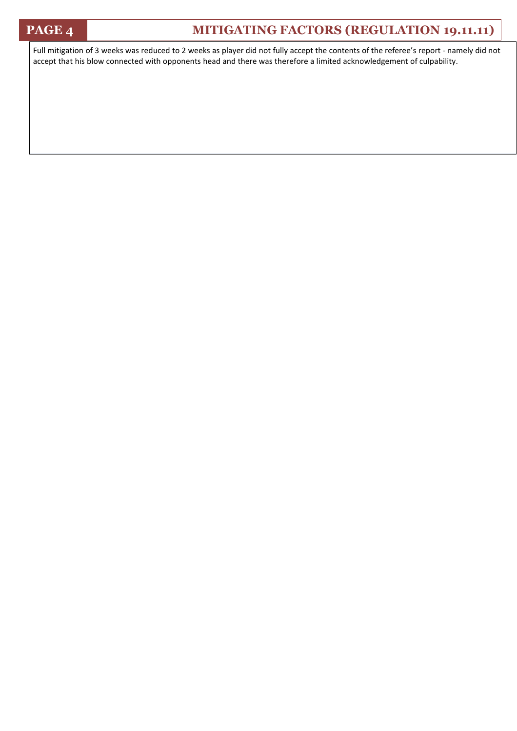## PAGE 4 MITIGATING FACTORS (REGULATION 19.11.11)

Full mitigation of 3 weeks was reduced to 2 weeks as player did not fully accept the contents of the referee's report - namely did not accept that his blow connected with opponents head and there was therefore a limited acknowledgement of culpability.